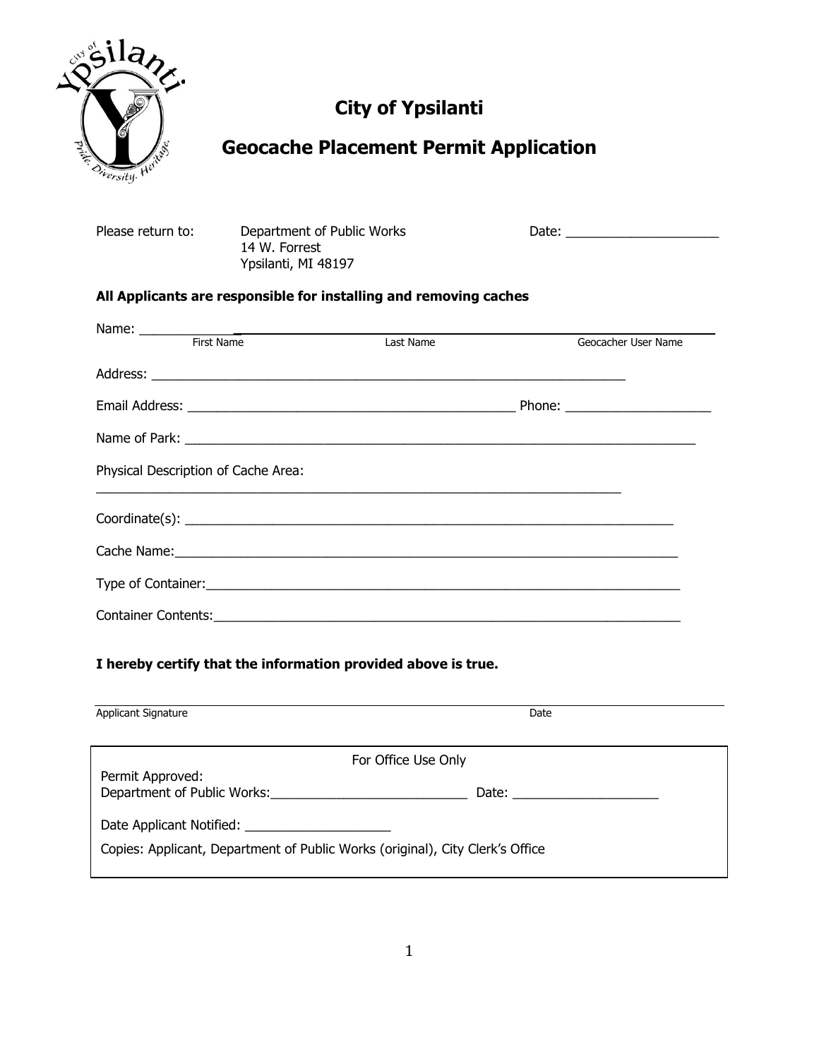# City of Ypsilanti

## Geocache Placement Permit Application

Please return to: Department of Public Works
14 W. Forrest
Ypsilanti, MI 48197

Date: ____________________

**All Applicants are responsible for installing and removing caches**

Name: ___________________________________________________________________

First Name | Last Name | Geocacher User Name

Address: ________________________________________________________________

Email Address: ______________________________________ Phone: ____________________

Name of Park: ___________________________________________________________

Physical Description of Cache Area:

_________________________________________________________________________

Coordinate(s): __________________________________________________________

Cache Name: _____________________________________________________________

Type of Container: ______________________________________________________

Container Contents: _____________________________________________________

**I hereby certify that the information provided above is true.**

_________________________________________________________________________

Applicant Signature | Date

---

For Office Use Only

Permit Approved:
Department of Public Works: ___________________________ Date: ____________________

Date Applicant Notified: ____________________

Copies: Applicant, Department of Public Works (original), City Clerk's Office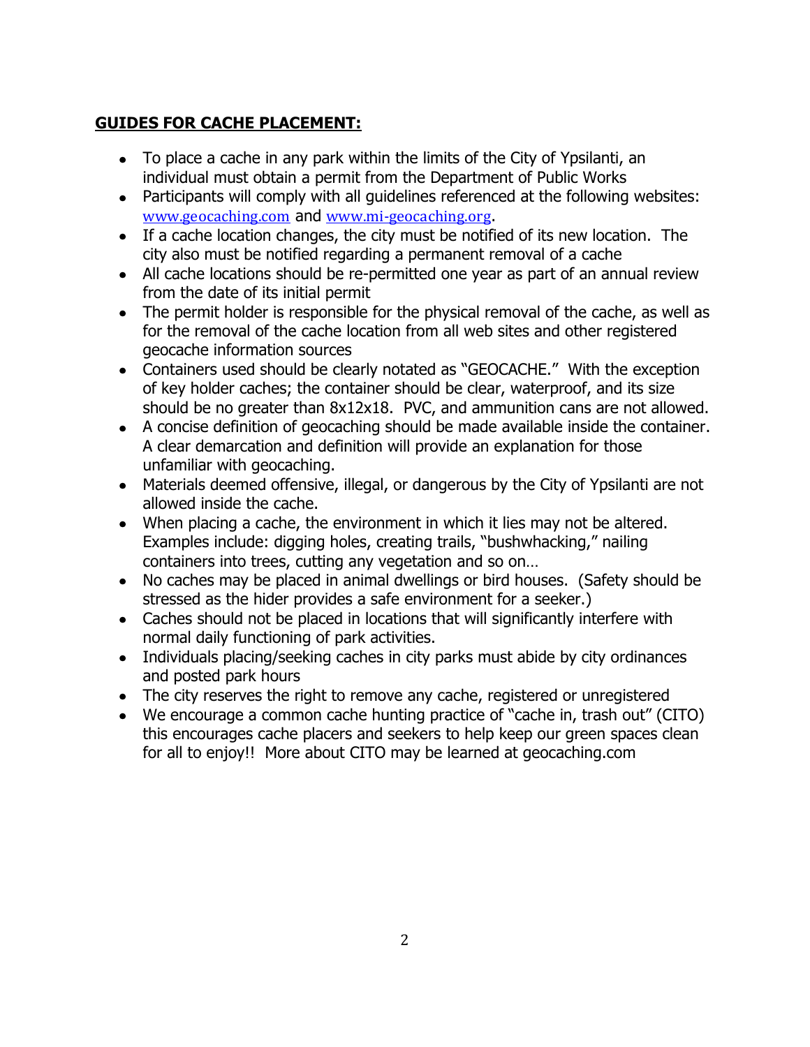**GUIDES FOR CACHE PLACEMENT:**

- To place a cache in any park within the limits of the City of Ypsilanti, an individual must obtain a permit from the Department of Public Works
- Participants will comply with all guidelines referenced at the following websites: www.geocaching.com and www.mi-geocaching.org.
- If a cache location changes, the city must be notified of its new location. The city also must be notified regarding a permanent removal of a cache
- All cache locations should be re-permitted one year as part of an annual review from the date of its initial permit
- The permit holder is responsible for the physical removal of the cache, as well as for the removal of the cache location from all web sites and other registered geocache information sources
- Containers used should be clearly notated as "GEOCACHE." With the exception of key holder caches; the container should be clear, waterproof, and its size should be no greater than 8x12x18. PVC, and ammunition cans are not allowed.
- A concise definition of geocaching should be made available inside the container. A clear demarcation and definition will provide an explanation for those unfamiliar with geocaching.
- Materials deemed offensive, illegal, or dangerous by the City of Ypsilanti are not allowed inside the cache.
- When placing a cache, the environment in which it lies may not be altered. Examples include: digging holes, creating trails, "bushwhacking," nailing containers into trees, cutting any vegetation and so on…
- No caches may be placed in animal dwellings or bird houses. (Safety should be stressed as the hider provides a safe environment for a seeker.)
- Caches should not be placed in locations that will significantly interfere with normal daily functioning of park activities.
- Individuals placing/seeking caches in city parks must abide by city ordinances and posted park hours
- The city reserves the right to remove any cache, registered or unregistered
- We encourage a common cache hunting practice of "cache in, trash out" (CITO) this encourages cache placers and seekers to help keep our green spaces clean for all to enjoy!! More about CITO may be learned at geocaching.com